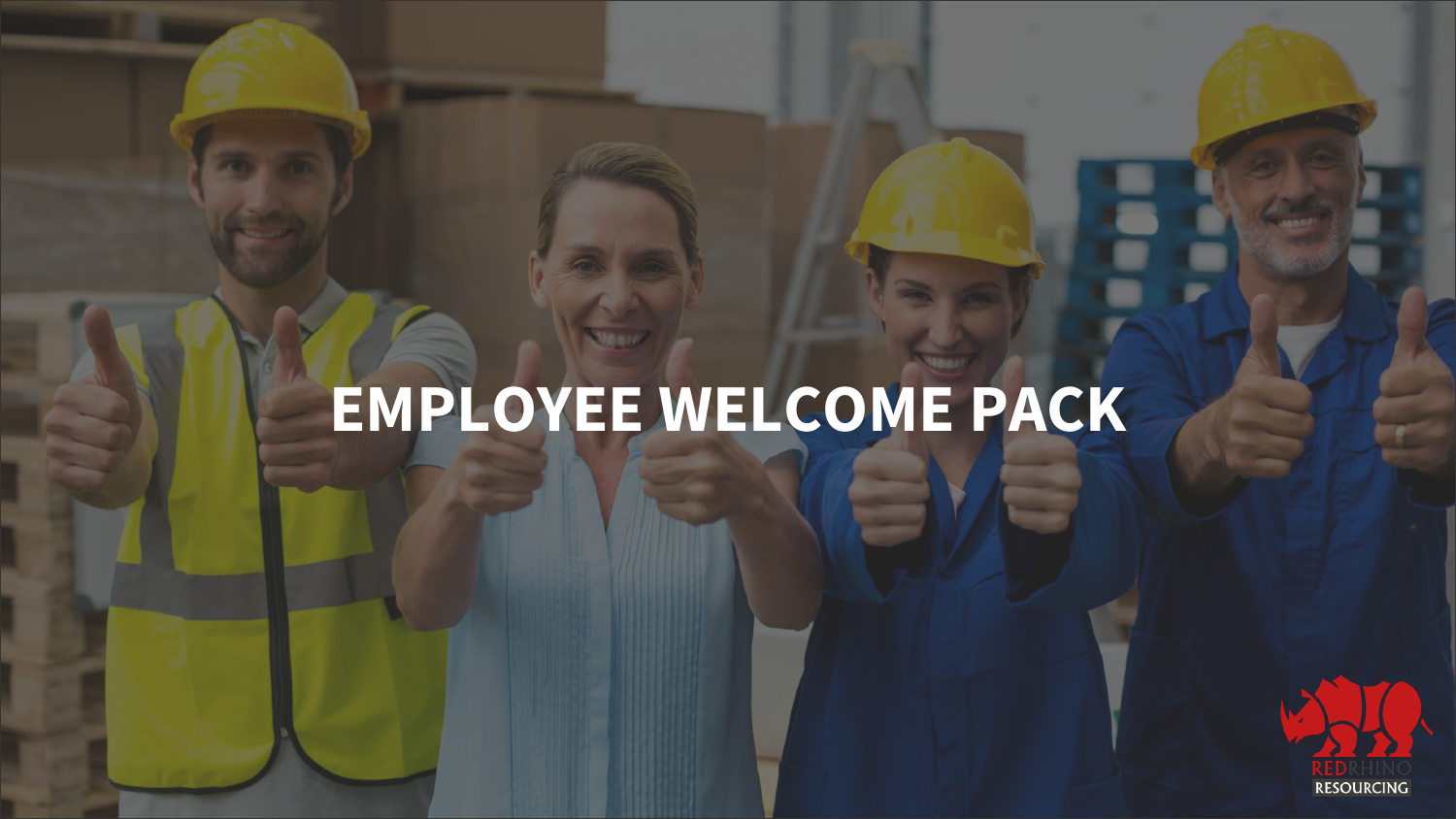# EMPLOYEE WELCOME PACK

RED RHINO RESOURCING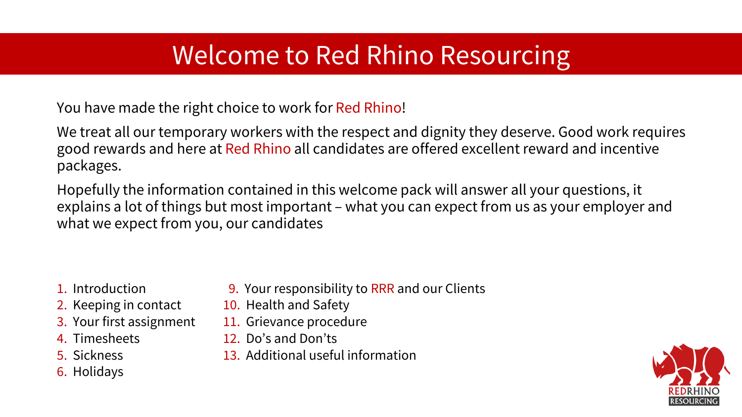# Welcome to Red Rhino Resourcing

You have made the right choice to work for Red Rhino!

We treat all our temporary workers with the respect and dignity they deserve. Good work requires good rewards and here at Red Rhino all candidates are offered excellent reward and incentive packages.

Hopefully the information contained in this welcome pack will answer all your questions, it explains a lot of things but most important – what you can expect from us as your employer and what we expect from you, our candidates

1. Introduction
2. Keeping in contact
3. Your first assignment
4. Timesheets
5. Sickness
6. Holidays

9. Your responsibility to RRR and our Clients
10. Health and Safety
11. Grievance procedure
12. Do's and Don'ts
13. Additional useful information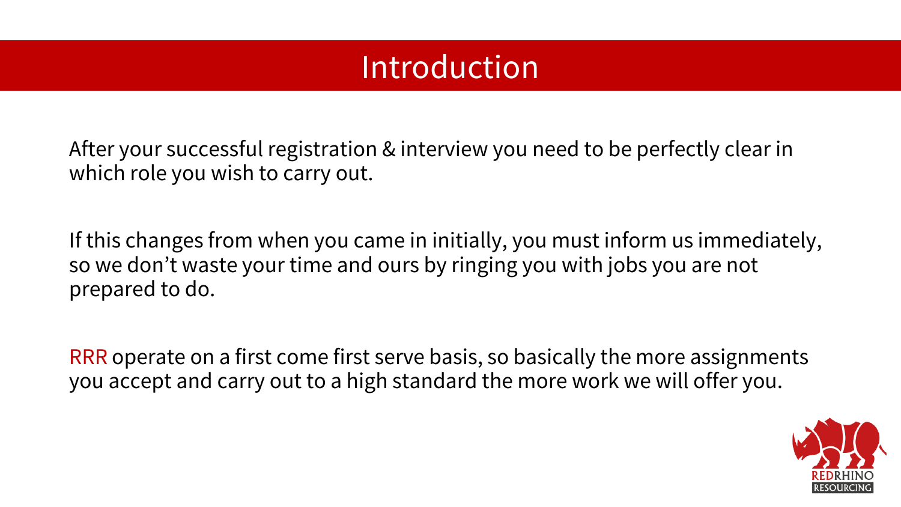# Introduction

After your successful registration & interview you need to be perfectly clear in which role you wish to carry out.

If this changes from when you came in initially, you must inform us immediately, so we don't waste your time and ours by ringing you with jobs you are not prepared to do.

RRR operate on a first come first serve basis, so basically the more assignments you accept and carry out to a high standard the more work we will offer you.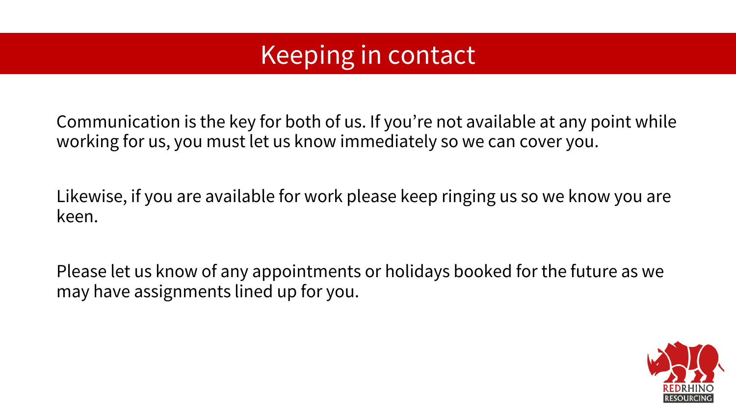# Keeping in contact

Communication is the key for both of us. If you're not available at any point while working for us, you must let us know immediately so we can cover you.

Likewise, if you are available for work please keep ringing us so we know you are keen.

Please let us know of any appointments or holidays booked for the future as we may have assignments lined up for you.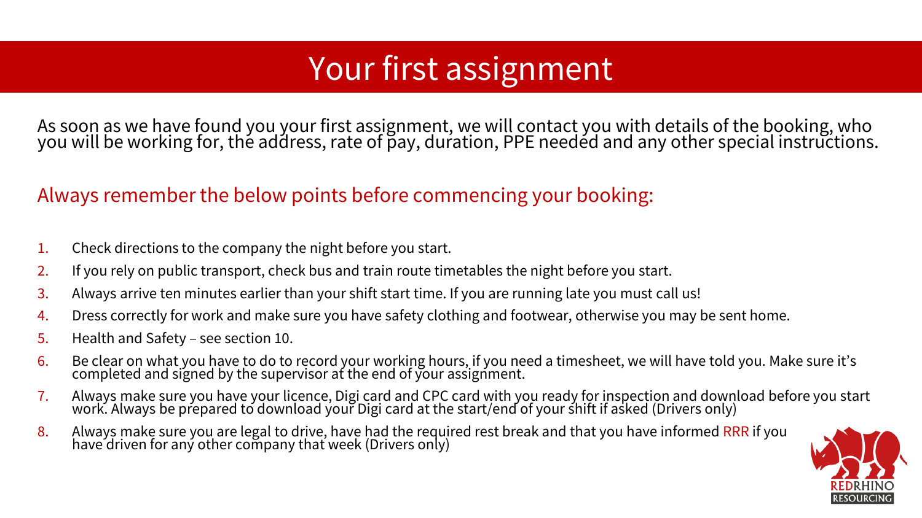# Your first assignment

As soon as we have found you your first assignment, we will contact you with details of the booking, who you will be working for, the address, rate of pay, duration, PPE needed and any other special instructions.

## Always remember the below points before commencing your booking:

1. Check directions to the company the night before you start.
2. If you rely on public transport, check bus and train route timetables the night before you start.
3. Always arrive ten minutes earlier than your shift start time. If you are running late you must call us!
4. Dress correctly for work and make sure you have safety clothing and footwear, otherwise you may be sent home.
5. Health and Safety – see section 10.
6. Be clear on what you have to do to record your working hours, if you need a timesheet, we will have told you. Make sure it's completed and signed by the supervisor at the end of your assignment.
7. Always make sure you have your licence, Digi card and CPC card with you ready for inspection and download before you start work. Always be prepared to download your Digi card at the start/end of your shift if asked (Drivers only)
8. Always make sure you are legal to drive, have had the required rest break and that you have informed RRR if you have driven for any other company that week (Drivers only)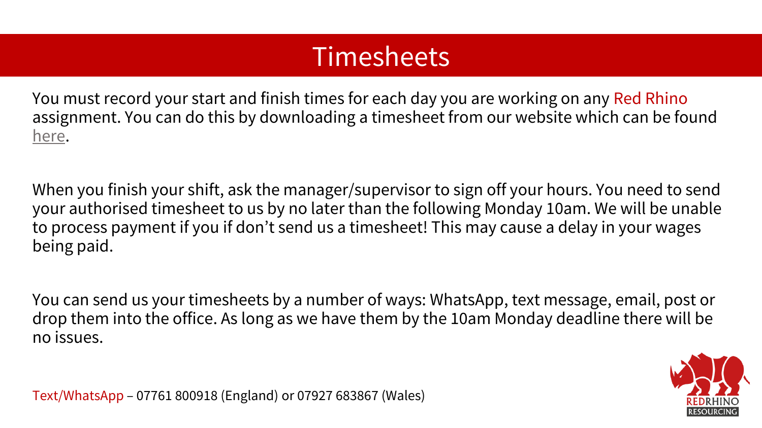# Timesheets

You must record your start and finish times for each day you are working on any Red Rhino assignment. You can do this by downloading a timesheet from our website which can be found here.

When you finish your shift, ask the manager/supervisor to sign off your hours. You need to send your authorised timesheet to us by no later than the following Monday 10am. We will be unable to process payment if you if don't send us a timesheet! This may cause a delay in your wages being paid.

You can send us your timesheets by a number of ways: WhatsApp, text message, email, post or drop them into the office. As long as we have them by the 10am Monday deadline there will be no issues.

Text/WhatsApp – 07761 800918 (England) or 07927 683867 (Wales)

REDRHINO RESOURCING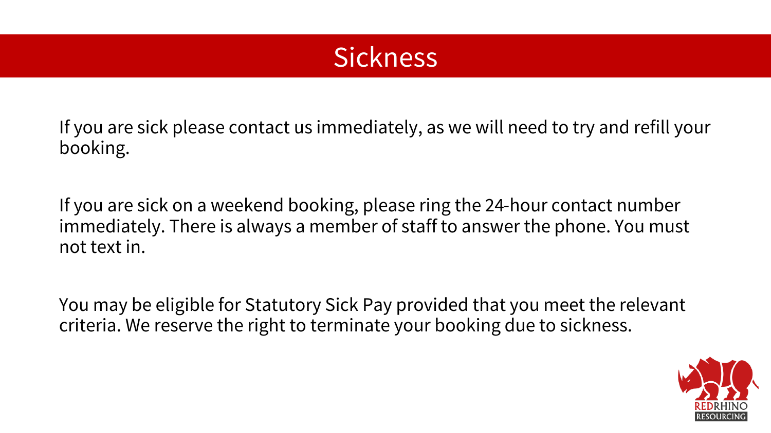# Sickness

If you are sick please contact us immediately, as we will need to try and refill your booking.

If you are sick on a weekend booking, please ring the 24-hour contact number immediately. There is always a member of staff to answer the phone. You must not text in.

You may be eligible for Statutory Sick Pay provided that you meet the relevant criteria. We reserve the right to terminate your booking due to sickness.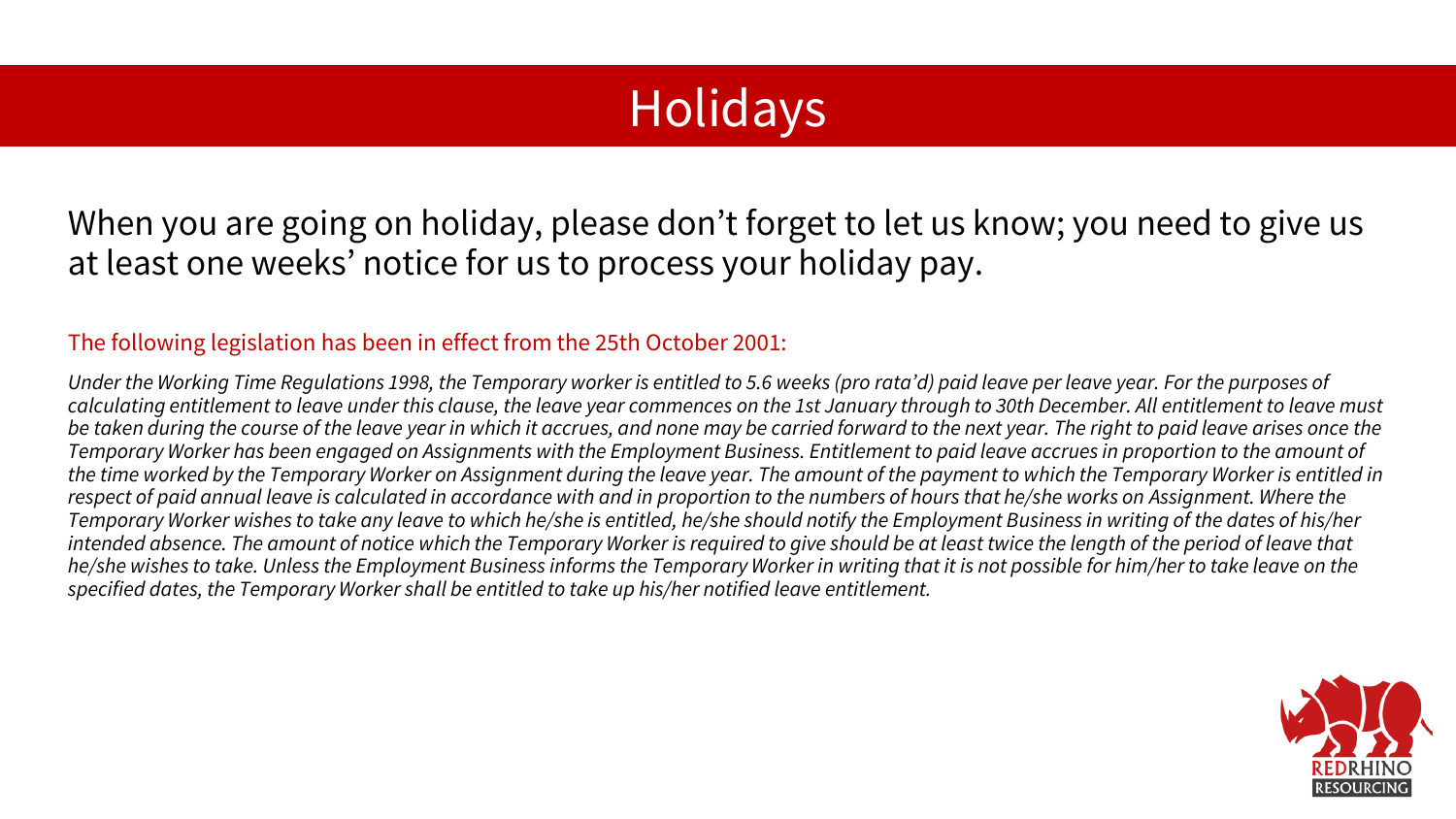# Holidays

When you are going on holiday, please don't forget to let us know; you need to give us at least one weeks' notice for us to process your holiday pay.

The following legislation has been in effect from the 25th October 2001:

*Under the Working Time Regulations 1998, the Temporary worker is entitled to 5.6 weeks (pro rata'd) paid leave per leave year. For the purposes of calculating entitlement to leave under this clause, the leave year commences on the 1st January through to 30th December. All entitlement to leave must be taken during the course of the leave year in which it accrues, and none may be carried forward to the next year. The right to paid leave arises once the Temporary Worker has been engaged on Assignments with the Employment Business. Entitlement to paid leave accrues in proportion to the amount of the time worked by the Temporary Worker on Assignment during the leave year. The amount of the payment to which the Temporary Worker is entitled in respect of paid annual leave is calculated in accordance with and in proportion to the numbers of hours that he/she works on Assignment. Where the Temporary Worker wishes to take any leave to which he/she is entitled, he/she should notify the Employment Business in writing of the dates of his/her intended absence. The amount of notice which the Temporary Worker is required to give should be at least twice the length of the period of leave that he/she wishes to take. Unless the Employment Business informs the Temporary Worker in writing that it is not possible for him/her to take leave on the specified dates, the Temporary Worker shall be entitled to take up his/her notified leave entitlement.*

REDRHINO RESOURCING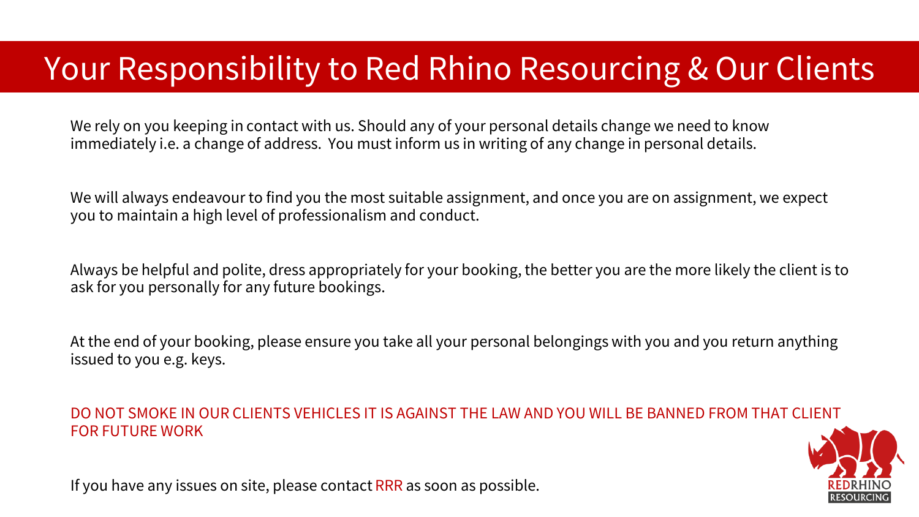# Your Responsibility to Red Rhino Resourcing & Our Clients

We rely on you keeping in contact with us. Should any of your personal details change we need to know immediately i.e. a change of address.  You must inform us in writing of any change in personal details.

We will always endeavour to find you the most suitable assignment, and once you are on assignment, we expect you to maintain a high level of professionalism and conduct.

Always be helpful and polite, dress appropriately for your booking, the better you are the more likely the client is to ask for you personally for any future bookings.

At the end of your booking, please ensure you take all your personal belongings with you and you return anything issued to you e.g. keys.

DO NOT SMOKE IN OUR CLIENTS VEHICLES IT IS AGAINST THE LAW AND YOU WILL BE BANNED FROM THAT CLIENT FOR FUTURE WORK

If you have any issues on site, please contact RRR as soon as possible.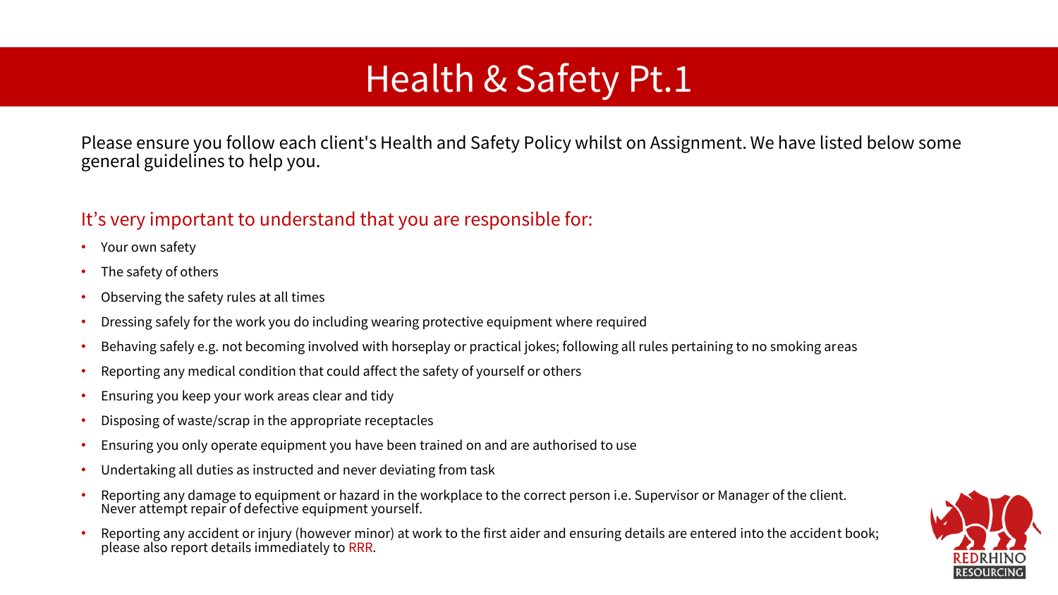# Health & Safety Pt.1

Please ensure you follow each client's Health and Safety Policy whilst on Assignment. We have listed below some general guidelines to help you.

## It's very important to understand that you are responsible for:

- Your own safety
- The safety of others
- Observing the safety rules at all times
- Dressing safely for the work you do including wearing protective equipment where required
- Behaving safely e.g. not becoming involved with horseplay or practical jokes; following all rules pertaining to no smoking areas
- Reporting any medical condition that could affect the safety of yourself or others
- Ensuring you keep your work areas clear and tidy
- Disposing of waste/scrap in the appropriate receptacles
- Ensuring you only operate equipment you have been trained on and are authorised to use
- Undertaking all duties as instructed and never deviating from task
- Reporting any damage to equipment or hazard in the workplace to the correct person i.e. Supervisor or Manager of the client. Never attempt repair of defective equipment yourself.
- Reporting any accident or injury (however minor) at work to the first aider and ensuring details are entered into the accident book; please also report details immediately to RRR.

REDRHINO RESOURCING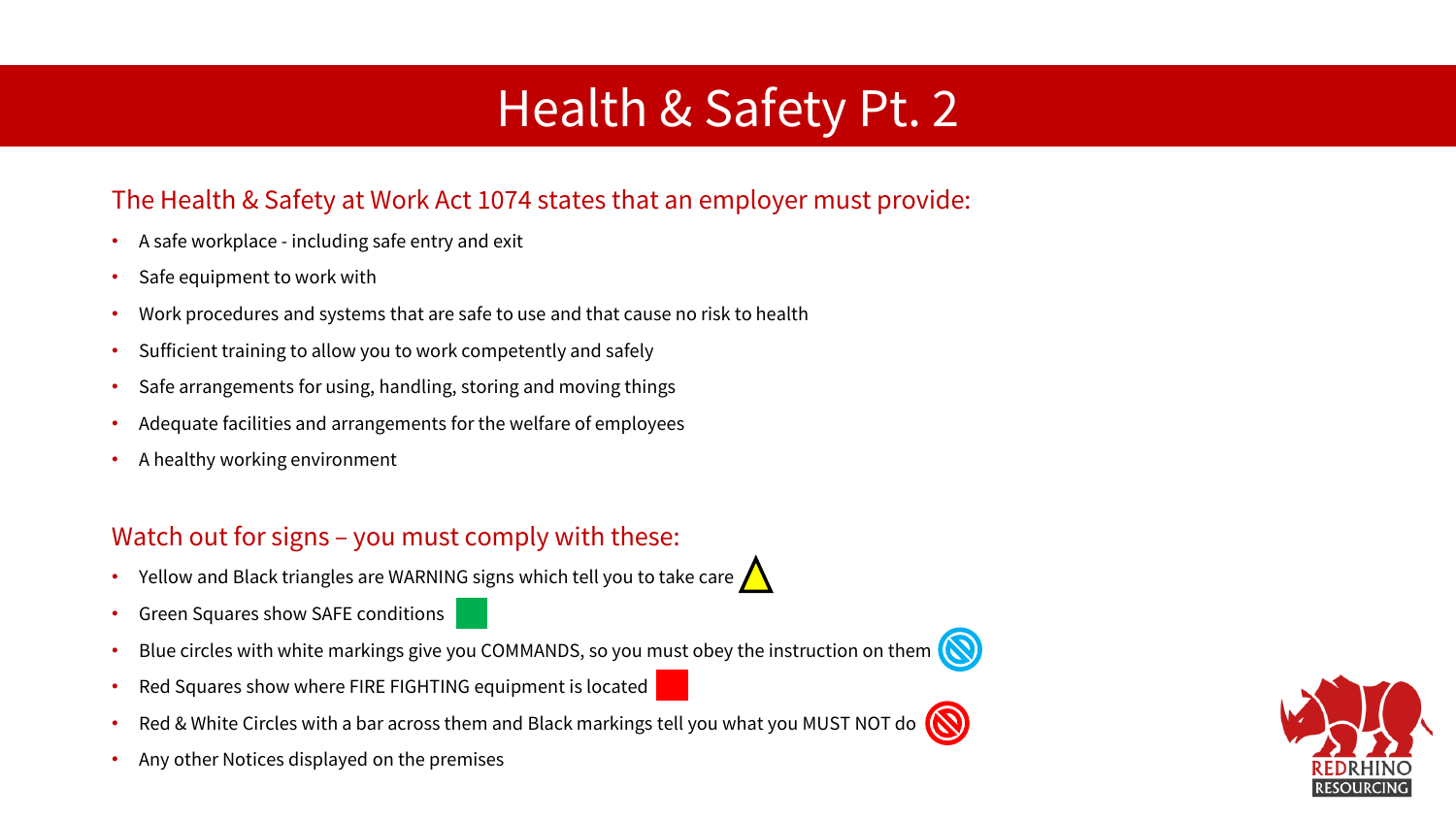# Health & Safety Pt. 2

## The Health & Safety at Work Act 1074 states that an employer must provide:

- A safe workplace - including safe entry and exit
- Safe equipment to work with
- Work procedures and systems that are safe to use and that cause no risk to health
- Sufficient training to allow you to work competently and safely
- Safe arrangements for using, handling, storing and moving things
- Adequate facilities and arrangements for the welfare of employees
- A healthy working environment

## Watch out for signs – you must comply with these:

- Yellow and Black triangles are WARNING signs which tell you to take care
- Green Squares show SAFE conditions
- Blue circles with white markings give you COMMANDS, so you must obey the instruction on them
- Red Squares show where FIRE FIGHTING equipment is located
- Red & White Circles with a bar across them and Black markings tell you what you MUST NOT do
- Any other Notices displayed on the premises

REDRHINO RESOURCING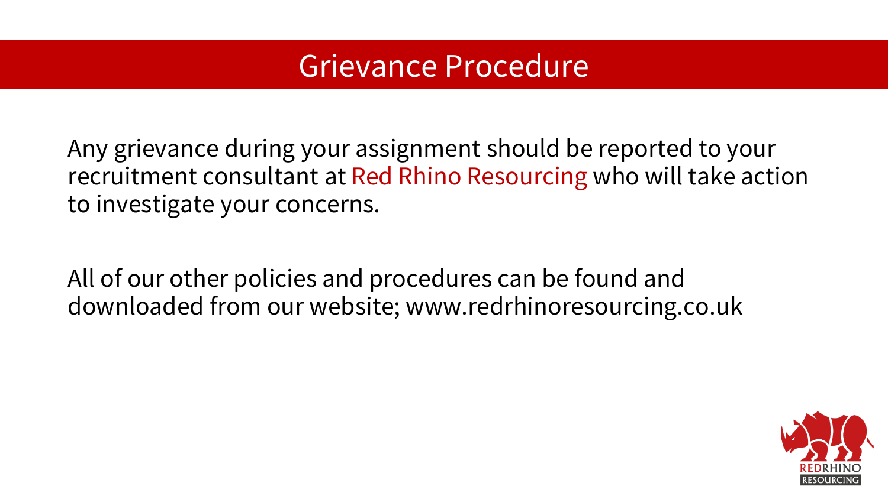# Grievance Procedure

Any grievance during your assignment should be reported to your recruitment consultant at Red Rhino Resourcing who will take action to investigate your concerns.

All of our other policies and procedures can be found and downloaded from our website; www.redrhinoresourcing.co.uk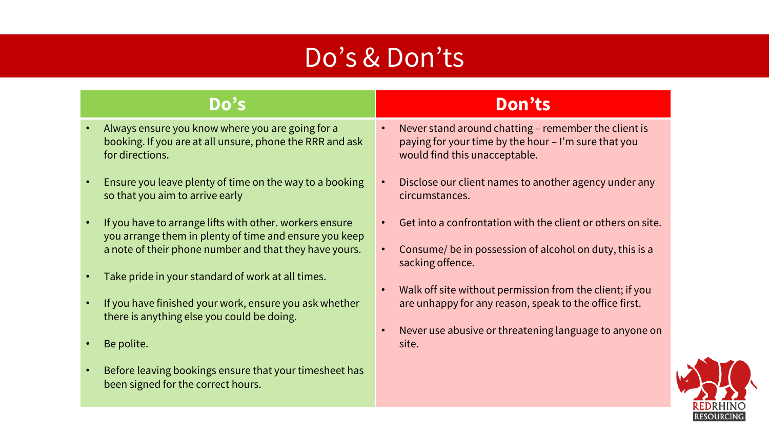# Do's & Don'ts

## Do's

- Always ensure you know where you are going for a booking. If you are at all unsure, phone the RRR and ask for directions.
- Ensure you leave plenty of time on the way to a booking so that you aim to arrive early
- If you have to arrange lifts with other. workers ensure you arrange them in plenty of time and ensure you keep a note of their phone number and that they have yours.
- Take pride in your standard of work at all times.
- If you have finished your work, ensure you ask whether there is anything else you could be doing.
- Be polite.
- Before leaving bookings ensure that your timesheet has been signed for the correct hours.

## Don'ts

- Never stand around chatting – remember the client is paying for your time by the hour – I'm sure that you would find this unacceptable.
- Disclose our client names to another agency under any circumstances.
- Get into a confrontation with the client or others on site.
- Consume/ be in possession of alcohol on duty, this is a sacking offence.
- Walk off site without permission from the client; if you are unhappy for any reason, speak to the office first.
- Never use abusive or threatening language to anyone on site.

REDRHINO RESOURCING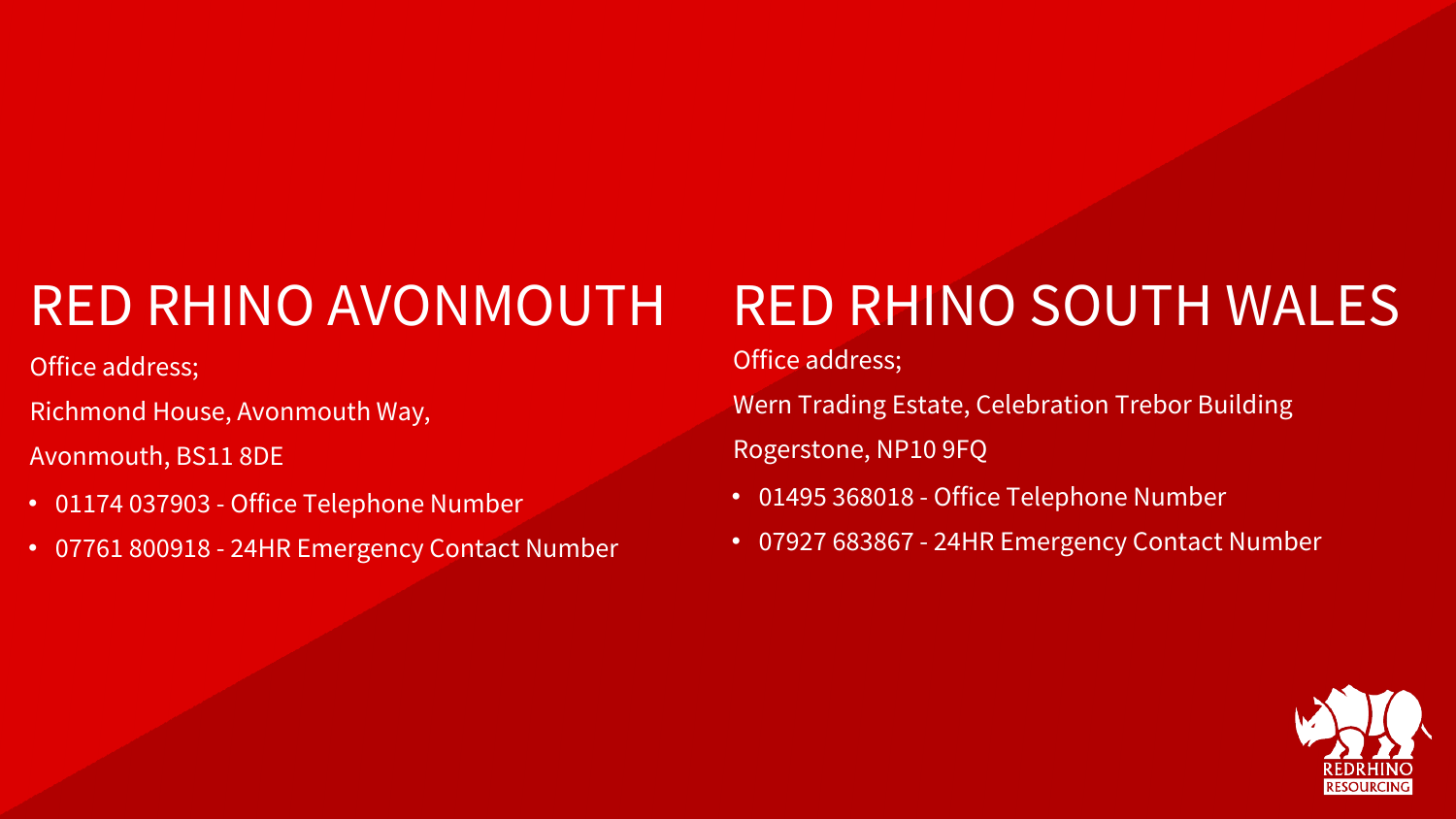# RED RHINO AVONMOUTH

Office address;

Richmond House, Avonmouth Way,

Avonmouth, BS11 8DE

- 01174 037903 - Office Telephone Number
- 07761 800918 - 24HR Emergency Contact Number

# RED RHINO SOUTH WALES

Office address;

Wern Trading Estate, Celebration Trebor Building

Rogerstone, NP10 9FQ

- 01495 368018 - Office Telephone Number
- 07927 683867 - 24HR Emergency Contact Number

REDRHINO RESOURCING